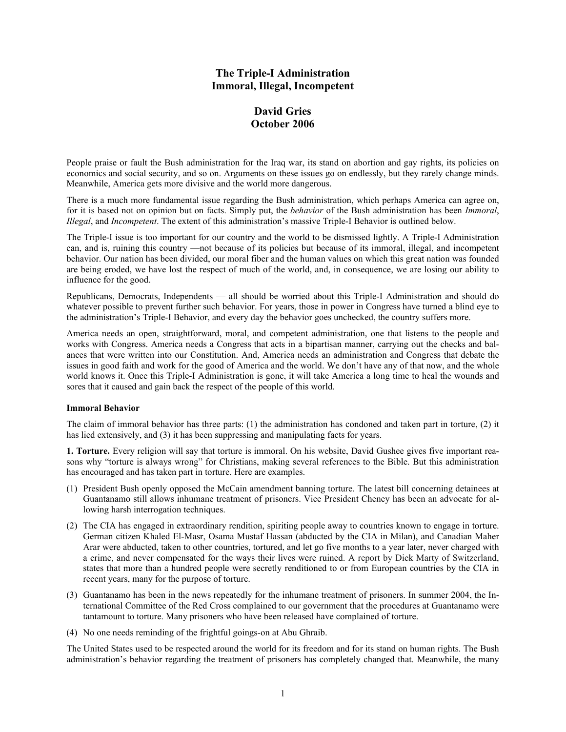# The Triple-I Administration
# Immoral, Illegal, Incompetent

## David Gries
## October 2006

People praise or fault the Bush administration for the Iraq war, its stand on abortion and gay rights, its policies on economics and social security, and so on. Arguments on these issues go on endlessly, but they rarely change minds. Meanwhile, America gets more divisive and the world more dangerous.

There is a much more fundamental issue regarding the Bush administration, which perhaps America can agree on, for it is based not on opinion but on facts. Simply put, the *behavior* of the Bush administration has been *Immoral*, *Illegal*, and *Incompetent*. The extent of this administration's massive Triple-I Behavior is outlined below.

The Triple-I issue is too important for our country and the world to be dismissed lightly. A Triple-I Administration can, and is, ruining this country —not because of its policies but because of its immoral, illegal, and incompetent behavior. Our nation has been divided, our moral fiber and the human values on which this great nation was founded are being eroded, we have lost the respect of much of the world, and, in consequence, we are losing our ability to influence for the good.

Republicans, Democrats, Independents — all should be worried about this Triple-I Administration and should do whatever possible to prevent further such behavior. For years, those in power in Congress have turned a blind eye to the administration's Triple-I Behavior, and every day the behavior goes unchecked, the country suffers more.

America needs an open, straightforward, moral, and competent administration, one that listens to the people and works with Congress. America needs a Congress that acts in a bipartisan manner, carrying out the checks and balances that were written into our Constitution. And, America needs an administration and Congress that debate the issues in good faith and work for the good of America and the world. We don't have any of that now, and the whole world knows it. Once this Triple-I Administration is gone, it will take America a long time to heal the wounds and sores that it caused and gain back the respect of the people of this world.

### Immoral Behavior

The claim of immoral behavior has three parts: (1) the administration has condoned and taken part in torture, (2) it has lied extensively, and (3) it has been suppressing and manipulating facts for years.

**1. Torture.** Every religion will say that torture is immoral. On his website, David Gushee gives five important reasons why "torture is always wrong" for Christians, making several references to the Bible. But this administration has encouraged and has taken part in torture. Here are examples.

(1) President Bush openly opposed the McCain amendment banning torture. The latest bill concerning detainees at Guantanamo still allows inhumane treatment of prisoners. Vice President Cheney has been an advocate for allowing harsh interrogation techniques.

(2) The CIA has engaged in extraordinary rendition, spiriting people away to countries known to engage in torture. German citizen Khaled El-Masr, Osama Mustaf Hassan (abducted by the CIA in Milan), and Canadian Maher Arar were abducted, taken to other countries, tortured, and let go five months to a year later, never charged with a crime, and never compensated for the ways their lives were ruined. A report by Dick Marty of Switzerland, states that more than a hundred people were secretly renditioned to or from European countries by the CIA in recent years, many for the purpose of torture.

(3) Guantanamo has been in the news repeatedly for the inhumane treatment of prisoners. In summer 2004, the International Committee of the Red Cross complained to our government that the procedures at Guantanamo were tantamount to torture. Many prisoners who have been released have complained of torture.

(4) No one needs reminding of the frightful goings-on at Abu Ghraib.

The United States used to be respected around the world for its freedom and for its stand on human rights. The Bush administration's behavior regarding the treatment of prisoners has completely changed that. Meanwhile, the many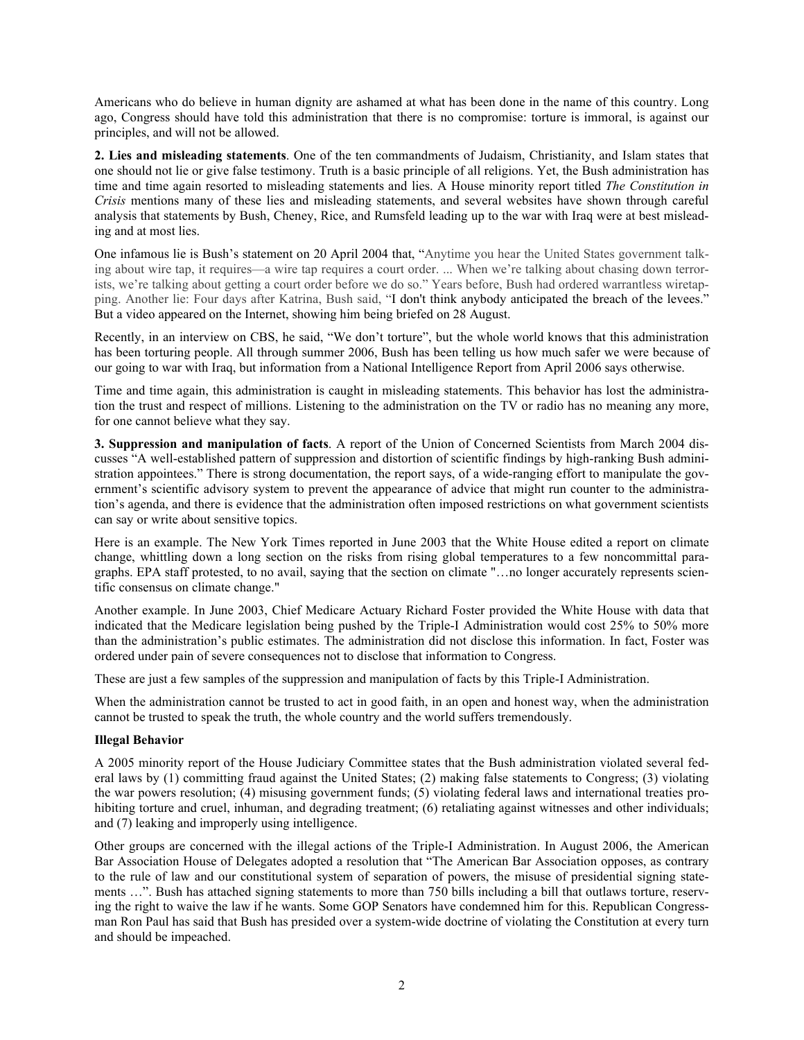Americans who do believe in human dignity are ashamed at what has been done in the name of this country. Long ago, Congress should have told this administration that there is no compromise: torture is immoral, is against our principles, and will not be allowed.

**2. Lies and misleading statements**. One of the ten commandments of Judaism, Christianity, and Islam states that one should not lie or give false testimony. Truth is a basic principle of all religions. Yet, the Bush administration has time and time again resorted to misleading statements and lies. A House minority report titled *The Constitution in Crisis* mentions many of these lies and misleading statements, and several websites have shown through careful analysis that statements by Bush, Cheney, Rice, and Rumsfeld leading up to the war with Iraq were at best misleading and at most lies.

One infamous lie is Bush's statement on 20 April 2004 that, "Anytime you hear the United States government talking about wire tap, it requires—a wire tap requires a court order. ... When we're talking about chasing down terrorists, we're talking about getting a court order before we do so." Years before, Bush had ordered warrantless wiretapping. Another lie: Four days after Katrina, Bush said, "I don't think anybody anticipated the breach of the levees." But a video appeared on the Internet, showing him being briefed on 28 August.

Recently, in an interview on CBS, he said, "We don't torture", but the whole world knows that this administration has been torturing people. All through summer 2006, Bush has been telling us how much safer we were because of our going to war with Iraq, but information from a National Intelligence Report from April 2006 says otherwise.

Time and time again, this administration is caught in misleading statements. This behavior has lost the administration the trust and respect of millions. Listening to the administration on the TV or radio has no meaning any more, for one cannot believe what they say.

**3. Suppression and manipulation of facts**. A report of the Union of Concerned Scientists from March 2004 discusses "A well-established pattern of suppression and distortion of scientific findings by high-ranking Bush administration appointees." There is strong documentation, the report says, of a wide-ranging effort to manipulate the government's scientific advisory system to prevent the appearance of advice that might run counter to the administration's agenda, and there is evidence that the administration often imposed restrictions on what government scientists can say or write about sensitive topics.

Here is an example. The New York Times reported in June 2003 that the White House edited a report on climate change, whittling down a long section on the risks from rising global temperatures to a few noncommittal paragraphs. EPA staff protested, to no avail, saying that the section on climate "…no longer accurately represents scientific consensus on climate change."

Another example. In June 2003, Chief Medicare Actuary Richard Foster provided the White House with data that indicated that the Medicare legislation being pushed by the Triple-I Administration would cost 25% to 50% more than the administration's public estimates. The administration did not disclose this information. In fact, Foster was ordered under pain of severe consequences not to disclose that information to Congress.

These are just a few samples of the suppression and manipulation of facts by this Triple-I Administration.

When the administration cannot be trusted to act in good faith, in an open and honest way, when the administration cannot be trusted to speak the truth, the whole country and the world suffers tremendously.

**Illegal Behavior**

A 2005 minority report of the House Judiciary Committee states that the Bush administration violated several federal laws by (1) committing fraud against the United States; (2) making false statements to Congress; (3) violating the war powers resolution; (4) misusing government funds; (5) violating federal laws and international treaties prohibiting torture and cruel, inhuman, and degrading treatment; (6) retaliating against witnesses and other individuals; and (7) leaking and improperly using intelligence.

Other groups are concerned with the illegal actions of the Triple-I Administration. In August 2006, the American Bar Association House of Delegates adopted a resolution that "The American Bar Association opposes, as contrary to the rule of law and our constitutional system of separation of powers, the misuse of presidential signing statements …". Bush has attached signing statements to more than 750 bills including a bill that outlaws torture, reserving the right to waive the law if he wants. Some GOP Senators have condemned him for this. Republican Congressman Ron Paul has said that Bush has presided over a system-wide doctrine of violating the Constitution at every turn and should be impeached.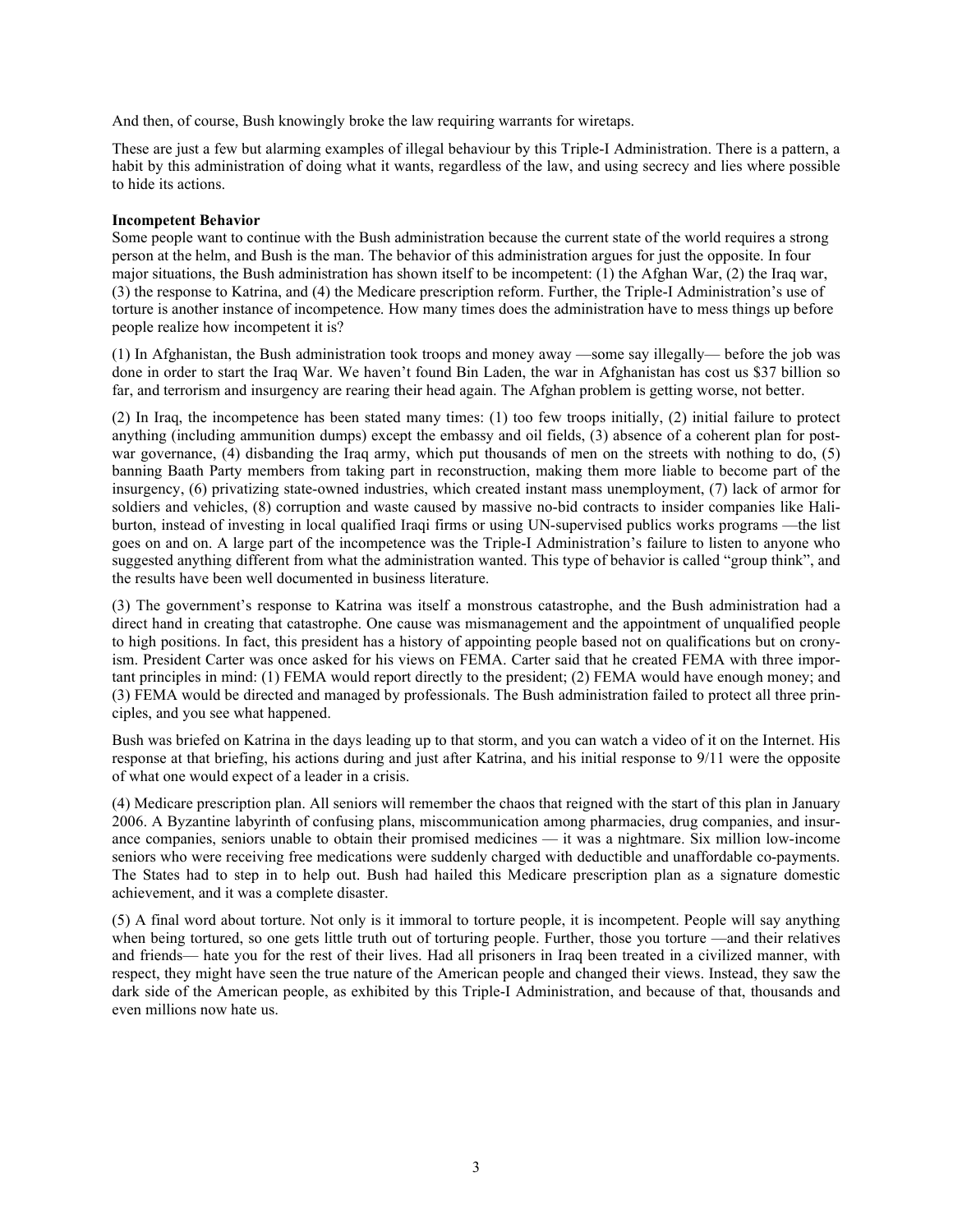And then, of course, Bush knowingly broke the law requiring warrants for wiretaps.

These are just a few but alarming examples of illegal behaviour by this Triple-I Administration. There is a pattern, a habit by this administration of doing what it wants, regardless of the law, and using secrecy and lies where possible to hide its actions.

**Incompetent Behavior**

Some people want to continue with the Bush administration because the current state of the world requires a strong person at the helm, and Bush is the man. The behavior of this administration argues for just the opposite. In four major situations, the Bush administration has shown itself to be incompetent: (1) the Afghan War, (2) the Iraq war, (3) the response to Katrina, and (4) the Medicare prescription reform. Further, the Triple-I Administration's use of torture is another instance of incompetence. How many times does the administration have to mess things up before people realize how incompetent it is?

(1) In Afghanistan, the Bush administration took troops and money away —some say illegally— before the job was done in order to start the Iraq War. We haven't found Bin Laden, the war in Afghanistan has cost us $37 billion so far, and terrorism and insurgency are rearing their head again. The Afghan problem is getting worse, not better.

(2) In Iraq, the incompetence has been stated many times: (1) too few troops initially, (2) initial failure to protect anything (including ammunition dumps) except the embassy and oil fields, (3) absence of a coherent plan for post-war governance, (4) disbanding the Iraq army, which put thousands of men on the streets with nothing to do, (5) banning Baath Party members from taking part in reconstruction, making them more liable to become part of the insurgency, (6) privatizing state-owned industries, which created instant mass unemployment, (7) lack of armor for soldiers and vehicles, (8) corruption and waste caused by massive no-bid contracts to insider companies like Haliburton, instead of investing in local qualified Iraqi firms or using UN-supervised publics works programs —the list goes on and on. A large part of the incompetence was the Triple-I Administration's failure to listen to anyone who suggested anything different from what the administration wanted. This type of behavior is called "group think", and the results have been well documented in business literature.

(3) The government's response to Katrina was itself a monstrous catastrophe, and the Bush administration had a direct hand in creating that catastrophe. One cause was mismanagement and the appointment of unqualified people to high positions. In fact, this president has a history of appointing people based not on qualifications but on cronyism. President Carter was once asked for his views on FEMA. Carter said that he created FEMA with three important principles in mind: (1) FEMA would report directly to the president; (2) FEMA would have enough money; and (3) FEMA would be directed and managed by professionals. The Bush administration failed to protect all three principles, and you see what happened.

Bush was briefed on Katrina in the days leading up to that storm, and you can watch a video of it on the Internet. His response at that briefing, his actions during and just after Katrina, and his initial response to 9/11 were the opposite of what one would expect of a leader in a crisis.

(4) Medicare prescription plan. All seniors will remember the chaos that reigned with the start of this plan in January 2006. A Byzantine labyrinth of confusing plans, miscommunication among pharmacies, drug companies, and insurance companies, seniors unable to obtain their promised medicines — it was a nightmare. Six million low-income seniors who were receiving free medications were suddenly charged with deductible and unaffordable co-payments. The States had to step in to help out. Bush had hailed this Medicare prescription plan as a signature domestic achievement, and it was a complete disaster.

(5) A final word about torture. Not only is it immoral to torture people, it is incompetent. People will say anything when being tortured, so one gets little truth out of torturing people. Further, those you torture —and their relatives and friends— hate you for the rest of their lives. Had all prisoners in Iraq been treated in a civilized manner, with respect, they might have seen the true nature of the American people and changed their views. Instead, they saw the dark side of the American people, as exhibited by this Triple-I Administration, and because of that, thousands and even millions now hate us.